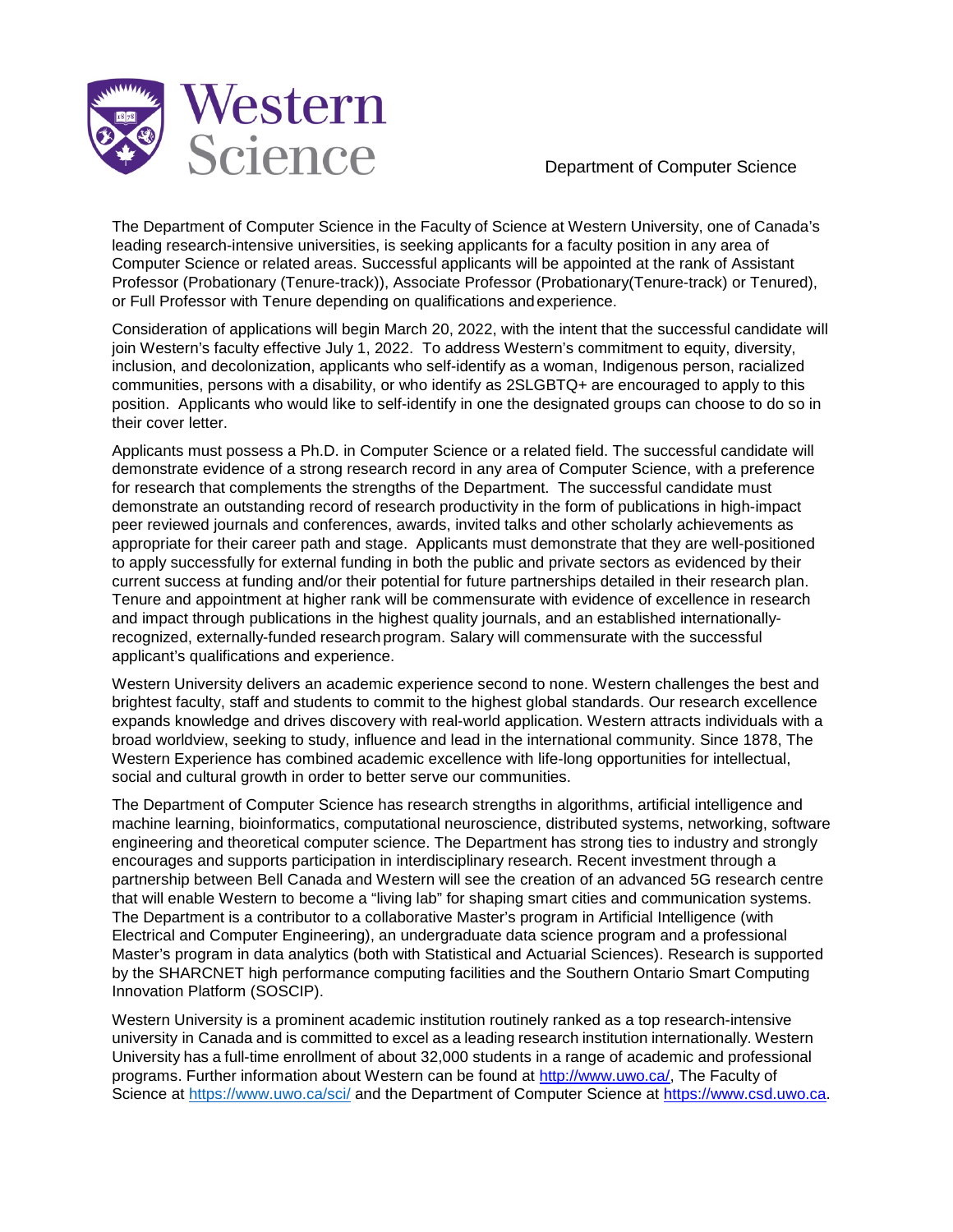Western Science

Department of Computer Science

The Department of Computer Science in the Faculty of Science at Western University, one of Canada's leading research-intensive universities, is seeking applicants for a faculty position in any area of Computer Science or related areas. Successful applicants will be appointed at the rank of Assistant Professor (Probationary (Tenure-track)), Associate Professor (Probationary(Tenure-track) or Tenured), or Full Professor with Tenure depending on qualifications and experience.

Consideration of applications will begin March 20, 2022, with the intent that the successful candidate will join Western's faculty effective July 1, 2022. To address Western's commitment to equity, diversity, inclusion, and decolonization, applicants who self-identify as a woman, Indigenous person, racialized communities, persons with a disability, or who identify as 2SLGBTQ+ are encouraged to apply to this position. Applicants who would like to self-identify in one the designated groups can choose to do so in their cover letter.

Applicants must possess a Ph.D. in Computer Science or a related field. The successful candidate will demonstrate evidence of a strong research record in any area of Computer Science, with a preference for research that complements the strengths of the Department. The successful candidate must demonstrate an outstanding record of research productivity in the form of publications in high-impact peer reviewed journals and conferences, awards, invited talks and other scholarly achievements as appropriate for their career path and stage. Applicants must demonstrate that they are well-positioned to apply successfully for external funding in both the public and private sectors as evidenced by their current success at funding and/or their potential for future partnerships detailed in their research plan. Tenure and appointment at higher rank will be commensurate with evidence of excellence in research and impact through publications in the highest quality journals, and an established internationally-recognized, externally-funded research program. Salary will commensurate with the successful applicant's qualifications and experience.

Western University delivers an academic experience second to none. Western challenges the best and brightest faculty, staff and students to commit to the highest global standards. Our research excellence expands knowledge and drives discovery with real-world application. Western attracts individuals with a broad worldview, seeking to study, influence and lead in the international community. Since 1878, The Western Experience has combined academic excellence with life-long opportunities for intellectual, social and cultural growth in order to better serve our communities.

The Department of Computer Science has research strengths in algorithms, artificial intelligence and machine learning, bioinformatics, computational neuroscience, distributed systems, networking, software engineering and theoretical computer science. The Department has strong ties to industry and strongly encourages and supports participation in interdisciplinary research. Recent investment through a partnership between Bell Canada and Western will see the creation of an advanced 5G research centre that will enable Western to become a "living lab" for shaping smart cities and communication systems. The Department is a contributor to a collaborative Master's program in Artificial Intelligence (with Electrical and Computer Engineering), an undergraduate data science program and a professional Master's program in data analytics (both with Statistical and Actuarial Sciences). Research is supported by the SHARCNET high performance computing facilities and the Southern Ontario Smart Computing Innovation Platform (SOSCIP).

Western University is a prominent academic institution routinely ranked as a top research-intensive university in Canada and is committed to excel as a leading research institution internationally. Western University has a full-time enrollment of about 32,000 students in a range of academic and professional programs. Further information about Western can be found at http://www.uwo.ca/, The Faculty of Science at https://www.uwo.ca/sci/ and the Department of Computer Science at https://www.csd.uwo.ca.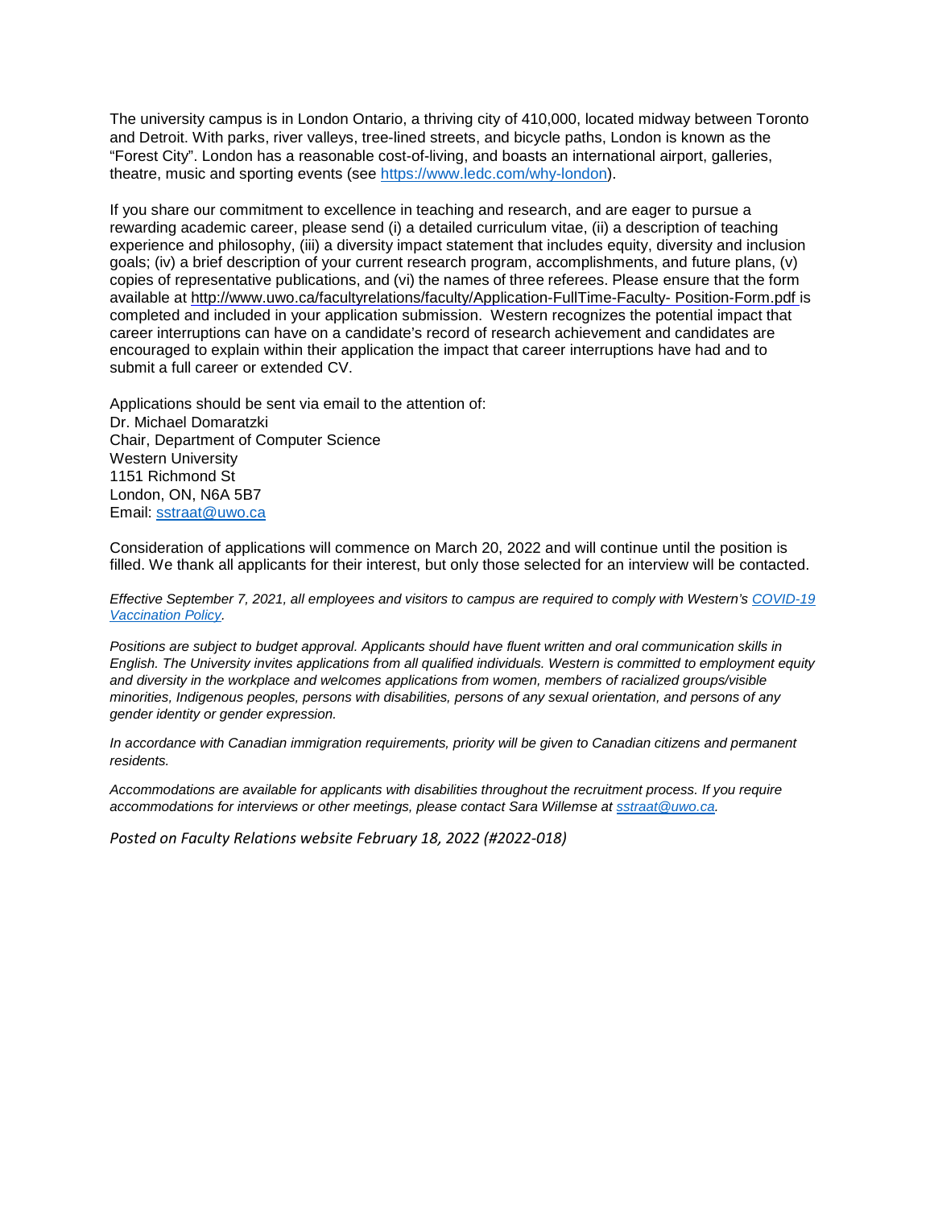The university campus is in London Ontario, a thriving city of 410,000, located midway between Toronto and Detroit. With parks, river valleys, tree-lined streets, and bicycle paths, London is known as the "Forest City". London has a reasonable cost-of-living, and boasts an international airport, galleries, theatre, music and sporting events (see https://www.ledc.com/why-london).

If you share our commitment to excellence in teaching and research, and are eager to pursue a rewarding academic career, please send (i) a detailed curriculum vitae, (ii) a description of teaching experience and philosophy, (iii) a diversity impact statement that includes equity, diversity and inclusion goals; (iv) a brief description of your current research program, accomplishments, and future plans, (v) copies of representative publications, and (vi) the names of three referees. Please ensure that the form available at http://www.uwo.ca/facultyrelations/faculty/Application-FullTime-Faculty- Position-Form.pdf is completed and included in your application submission. Western recognizes the potential impact that career interruptions can have on a candidate's record of research achievement and candidates are encouraged to explain within their application the impact that career interruptions have had and to submit a full career or extended CV.

Applications should be sent via email to the attention of:
Dr. Michael Domaratzki
Chair, Department of Computer Science
Western University
1151 Richmond St
London, ON, N6A 5B7
Email: sstraat@uwo.ca

Consideration of applications will commence on March 20, 2022 and will continue until the position is filled. We thank all applicants for their interest, but only those selected for an interview will be contacted.

*Effective September 7, 2021, all employees and visitors to campus are required to comply with Western's COVID-19 Vaccination Policy.*

*Positions are subject to budget approval. Applicants should have fluent written and oral communication skills in English. The University invites applications from all qualified individuals. Western is committed to employment equity and diversity in the workplace and welcomes applications from women, members of racialized groups/visible minorities, Indigenous peoples, persons with disabilities, persons of any sexual orientation, and persons of any gender identity or gender expression.*

*In accordance with Canadian immigration requirements, priority will be given to Canadian citizens and permanent residents.*

*Accommodations are available for applicants with disabilities throughout the recruitment process. If you require accommodations for interviews or other meetings, please contact Sara Willemse at sstraat@uwo.ca.*

*Posted on Faculty Relations website February 18, 2022 (#2022-018)*